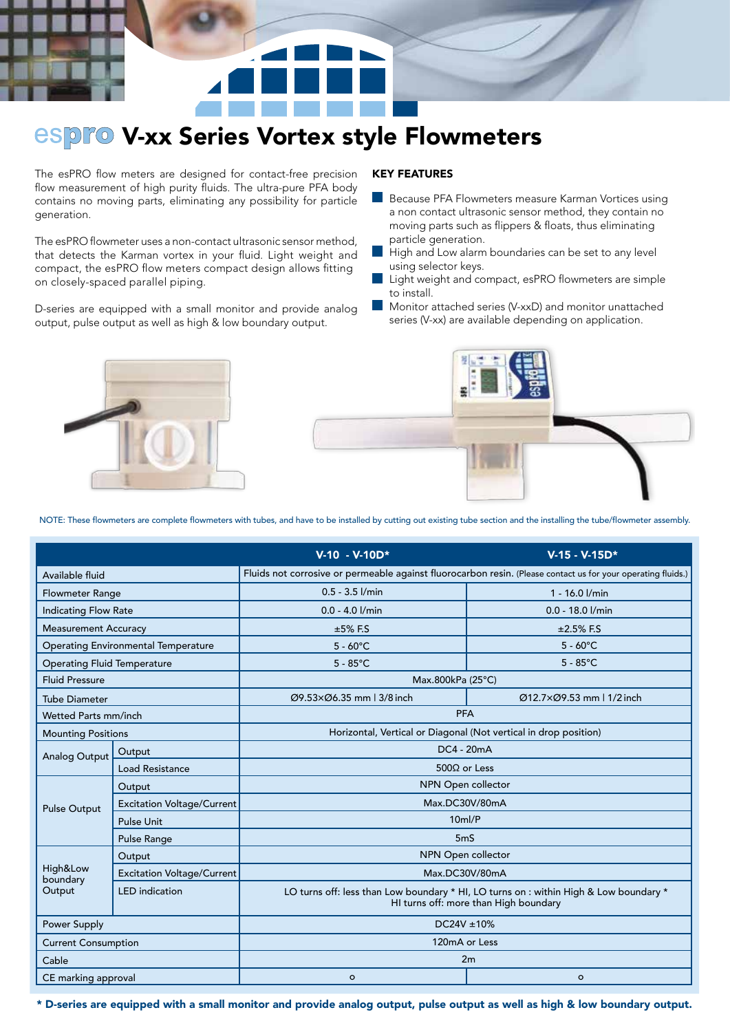# espro V-xx Series Vortex style Flowmeters

The esPRO flow meters are designed for contact-free precision flow measurement of high purity fluids. The ultra-pure PFA body contains no moving parts, eliminating any possibility for particle generation.

The esPRO flowmeter uses a non-contact ultrasonic sensor method, that detects the Karman vortex in your fluid. Light weight and compact, the esPRO flow meters compact design allows fitting on closely-spaced parallel piping.

D-series are equipped with a small monitor and provide analog output, pulse output as well as high & low boundary output.

## KEY FEATURES

- Because PFA Flowmeters measure Karman Vortices using a non contact ultrasonic sensor method, they contain no moving parts such as flippers & floats, thus eliminating particle generation.
- High and Low alarm boundaries can be set to any level using selector keys.
- Light weight and compact, esPRO flowmeters are simple to install.
- Monitor attached series (V-xxD) and monitor unattached series (V-xx) are available depending on application.

NOTE: These flowmeters are complete flowmeters with tubes, and have to be installed by cutting out existing tube section and the installing the tube/flowmeter assembly.

| | | V-10 - V-10D* | V-15 - V-15D* |
|---|---|---|---|
| Available fluid | | Fluids not corrosive or permeable against fluorocarbon resin. (Please contact us for your operating fluids.) | |
| Flowmeter Range | | 0.5 - 3.5 l/min | 1 - 16.0 l/min |
| Indicating Flow Rate | | 0.0 - 4.0 l/min | 0.0 - 18.0 l/min |
| Measurement Accuracy | | ±5% F.S | ±2.5% F.S |
| Operating Environmental Temperature | | 5 - 60°C | 5 - 60°C |
| Operating Fluid Temperature | | 5 - 85°C | 5 - 85°C |
| Fluid Pressure | | Max.800kPa (25°C) | |
| Tube Diameter | | Ø9.53×Ø6.35 mm \| 3/8 inch | Ø12.7×Ø9.53 mm \| 1/2 inch |
| Wetted Parts mm/inch | | PFA | |
| Mounting Positions | | Horizontal, Vertical or Diagonal (Not vertical in drop position) | |
| Analog Output | Output | DC4 - 20mA | |
| | Load Resistance | 500Ω or Less | |
| Pulse Output | Output | NPN Open collector | |
| | Excitation Voltage/Current | Max.DC30V/80mA | |
| | Pulse Unit | 10ml/P | |
| | Pulse Range | 5mS | |
| High&Low boundary Output | Output | NPN Open collector | |
| | Excitation Voltage/Current | Max.DC30V/80mA | |
| | LED indication | LO turns off: less than Low boundary * HI, LO turns on : within High & Low boundary * HI turns off: more than High boundary | |
| Power Supply | | DC24V ±10% | |
| Current Consumption | | 120mA or Less | |
| Cable | | 2m | |
| CE marking approval | | o | o |

**\* D-series are equipped with a small monitor and provide analog output, pulse output as well as high & low boundary output.**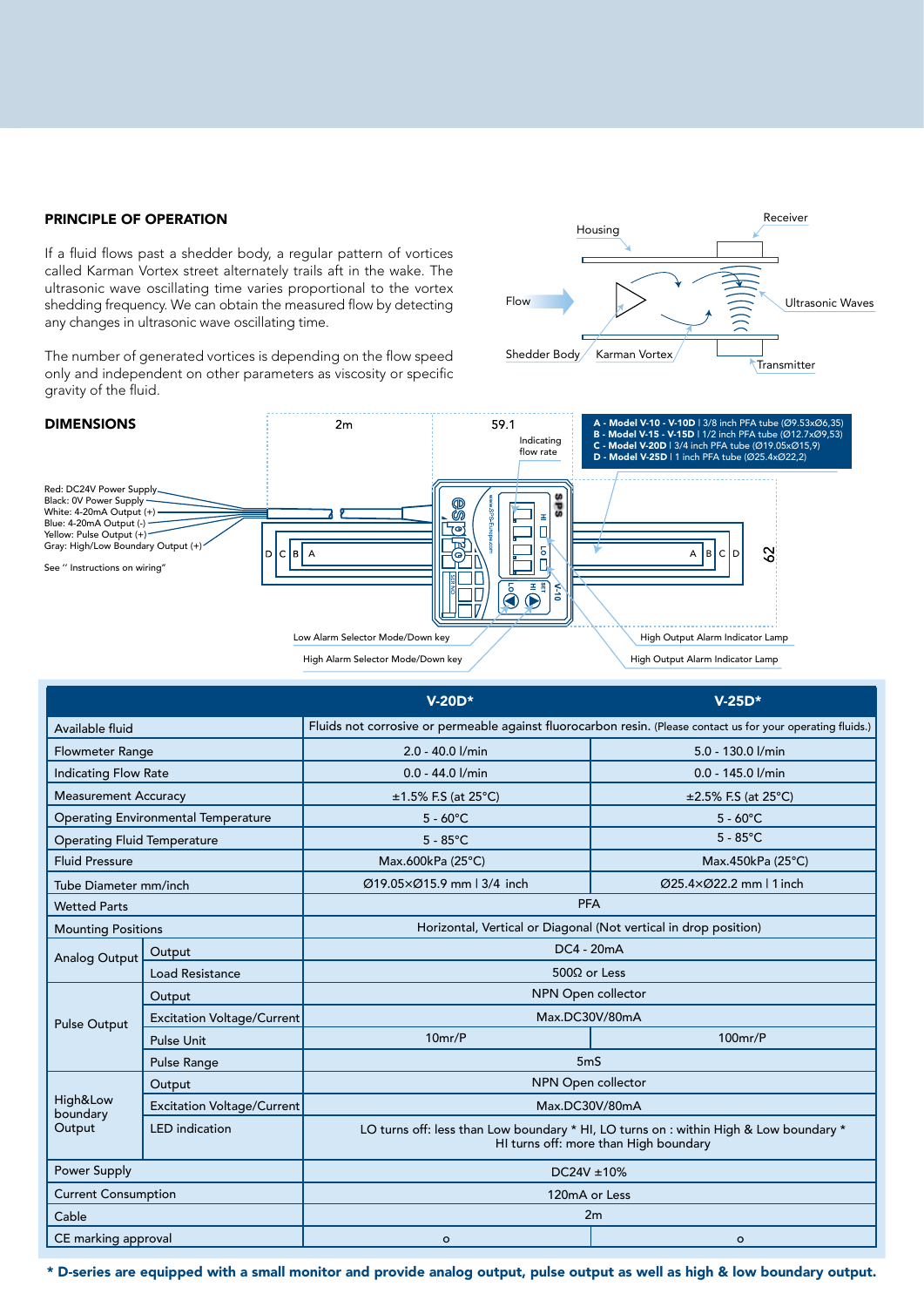## PRINCIPLE OF OPERATION

If a fluid flows past a shedder body, a regular pattern of vortices called Karman Vortex street alternately trails aft in the wake. The ultrasonic wave oscillating time varies proportional to the vortex shedding frequency. We can obtain the measured flow by detecting any changes in ultrasonic wave oscillating time.

The number of generated vortices is depending on the flow speed only and independent on other parameters as viscosity or specific gravity of the fluid.

Housing
Receiver
Flow
Ultrasonic Waves
Shedder Body
Karman Vortex
Transmitter

## DIMENSIONS

2m
59.1
Indicating flow rate

**A - Model V-10 - V-10D** | 3/8 inch PFA tube (Ø9.53xØ6,35)
**B - Model V-15 - V-15D** | 1/2 inch PFA tube (Ø12.7xØ9,53)
**C - Model V-20D** | 3/4 inch PFA tube (Ø19.05xØ15,9)
**D - Model V-25D** | 1 inch PFA tube (Ø25.4xØ22,2)

Red: DC24V Power Supply
Black: 0V Power Supply
White: 4-20mA Output (+)
Blue: 4-20mA Output (-)
Yellow: Pulse Output (+)
Gray: High/Low Boundary Output (+)

See " Instructions on wiring"

D C B A
A B C D
62

Low Alarm Selector Mode/Down key
High Alarm Selector Mode/Down key
High Output Alarm Indicator Lamp
High Output Alarm Indicator Lamp

| | | V-20D* | V-25D* |
|---|---|---|---|
| Available fluid | | Fluids not corrosive or permeable against fluorocarbon resin. (Please contact us for your operating fluids.) | |
| Flowmeter Range | | 2.0 - 40.0 l/min | 5.0 - 130.0 l/min |
| Indicating Flow Rate | | 0.0 - 44.0 l/min | 0.0 - 145.0 l/min |
| Measurement Accuracy | | ±1.5% F.S (at 25°C) | ±2.5% F.S (at 25°C) |
| Operating Environmental Temperature | | 5 - 60°C | 5 - 60°C |
| Operating Fluid Temperature | | 5 - 85°C | 5 - 85°C |
| Fluid Pressure | | Max.600kPa (25°C) | Max.450kPa (25°C) |
| Tube Diameter mm/inch | | Ø19.05×Ø15.9 mm \| 3/4 inch | Ø25.4×Ø22.2 mm \| 1 inch |
| Wetted Parts | | PFA | |
| Mounting Positions | | Horizontal, Vertical or Diagonal (Not vertical in drop position) | |
| Analog Output | Output | DC4 - 20mA | |
| | Load Resistance | 500Ω or Less | |
| Pulse Output | Output | NPN Open collector | |
| | Excitation Voltage/Current | Max.DC30V/80mA | |
| | Pulse Unit | 10mr/P | 100mr/P |
| | Pulse Range | 5mS | |
| High&Low boundary Output | Output | NPN Open collector | |
| | Excitation Voltage/Current | Max.DC30V/80mA | |
| | LED indication | LO turns off: less than Low boundary * HI, LO turns on : within High & Low boundary * HI turns off: more than High boundary | |
| Power Supply | | DC24V ±10% | |
| Current Consumption | | 120mA or Less | |
| Cable | | 2m | |
| CE marking approval | | o | o |

**\* D-series are equipped with a small monitor and provide analog output, pulse output as well as high & low boundary output.**